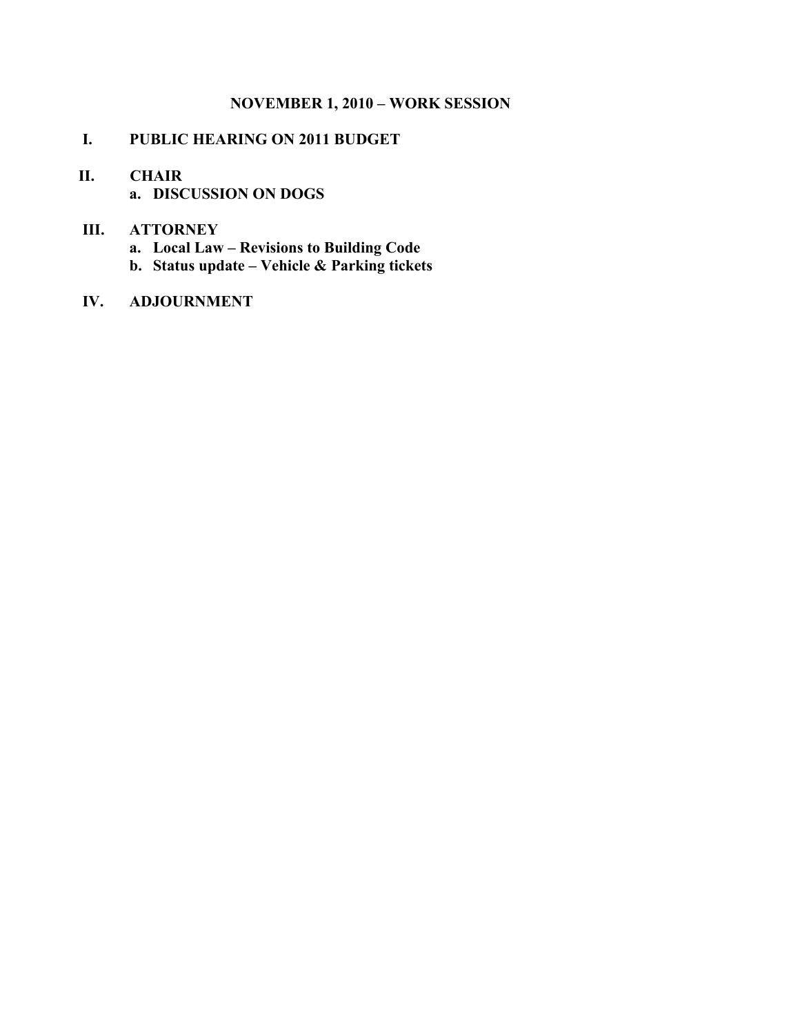# NOVEMBER 1, 2010 – WORK SESSION

**I. PUBLIC HEARING ON 2011 BUDGET**

**II. CHAIR**

- **a. DISCUSSION ON DOGS**

**III. ATTORNEY**

- **a. Local Law – Revisions to Building Code**
- **b. Status update – Vehicle & Parking tickets**

**IV. ADJOURNMENT**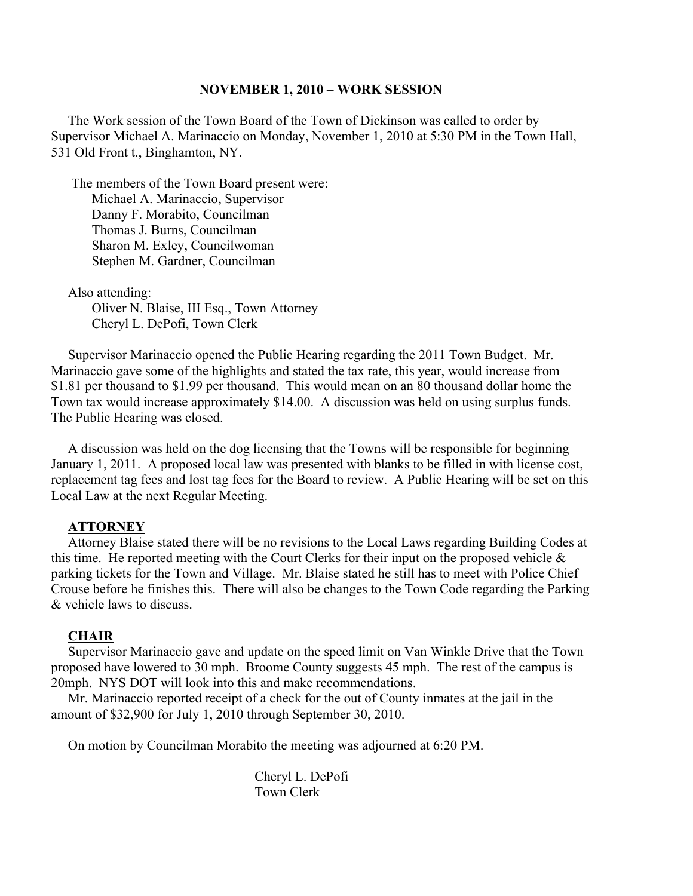**NOVEMBER 1, 2010 – WORK SESSION**

The Work session of the Town Board of the Town of Dickinson was called to order by Supervisor Michael A. Marinaccio on Monday, November 1, 2010 at 5:30 PM in the Town Hall, 531 Old Front t., Binghamton, NY.

The members of the Town Board present were:
Michael A. Marinaccio, Supervisor
Danny F. Morabito, Councilman
Thomas J. Burns, Councilman
Sharon M. Exley, Councilwoman
Stephen M. Gardner, Councilman

Also attending:
Oliver N. Blaise, III Esq., Town Attorney
Cheryl L. DePofi, Town Clerk

Supervisor Marinaccio opened the Public Hearing regarding the 2011 Town Budget. Mr. Marinaccio gave some of the highlights and stated the tax rate, this year, would increase from $1.81 per thousand to $1.99 per thousand. This would mean on an 80 thousand dollar home the Town tax would increase approximately $14.00. A discussion was held on using surplus funds. The Public Hearing was closed.

A discussion was held on the dog licensing that the Towns will be responsible for beginning January 1, 2011. A proposed local law was presented with blanks to be filled in with license cost, replacement tag fees and lost tag fees for the Board to review. A Public Hearing will be set on this Local Law at the next Regular Meeting.

**ATTORNEY**

Attorney Blaise stated there will be no revisions to the Local Laws regarding Building Codes at this time. He reported meeting with the Court Clerks for their input on the proposed vehicle & parking tickets for the Town and Village. Mr. Blaise stated he still has to meet with Police Chief Crouse before he finishes this. There will also be changes to the Town Code regarding the Parking & vehicle laws to discuss.

**CHAIR**

Supervisor Marinaccio gave and update on the speed limit on Van Winkle Drive that the Town proposed have lowered to 30 mph. Broome County suggests 45 mph. The rest of the campus is 20mph. NYS DOT will look into this and make recommendations.

Mr. Marinaccio reported receipt of a check for the out of County inmates at the jail in the amount of $32,900 for July 1, 2010 through September 30, 2010.

On motion by Councilman Morabito the meeting was adjourned at 6:20 PM.

Cheryl L. DePofi
Town Clerk